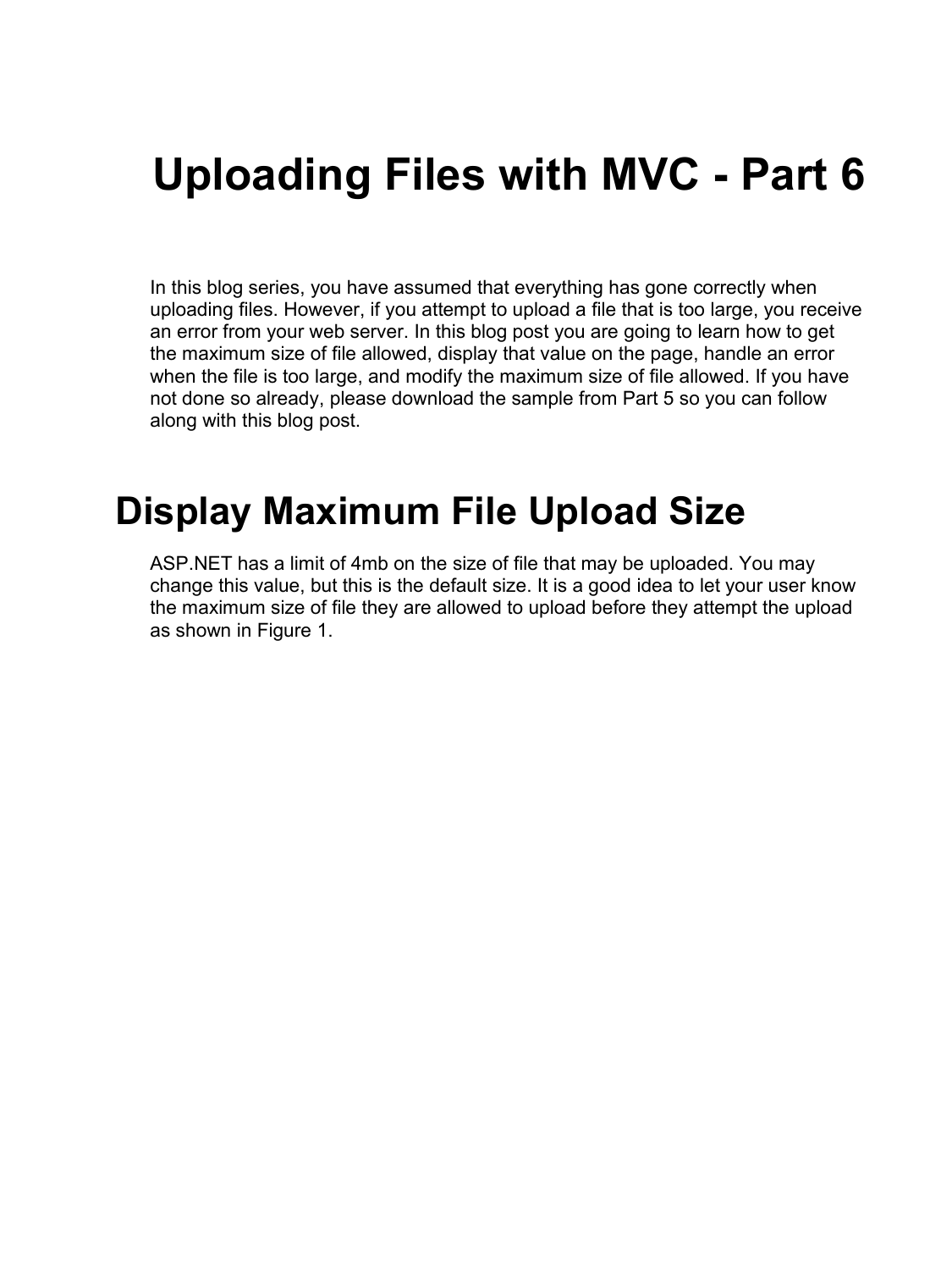# Uploading Files with MVC - Part 6

In this blog series, you have assumed that everything has gone correctly when uploading files. However, if you attempt to upload a file that is too large, you receive an error from your web server. In this blog post you are going to learn how to get the maximum size of file allowed, display that value on the page, handle an error when the file is too large, and modify the maximum size of file allowed. If you have not done so already, please download the sample from Part 5 so you can follow along with this blog post.

## Display Maximum File Upload Size

ASP.NET has a limit of 4mb on the size of file that may be uploaded. You may change this value, but this is the default size. It is a good idea to let your user know the maximum size of file they are allowed to upload before they attempt the upload as shown in Figure 1.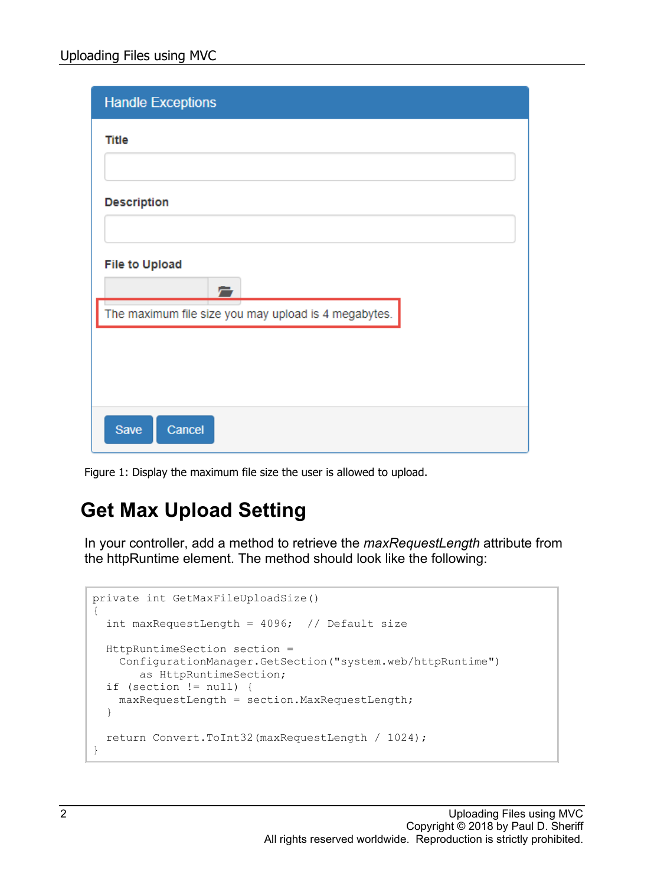Figure 1: Display the maximum file size the user is allowed to upload.

## Get Max Upload Setting

In your controller, add a method to retrieve the *maxRequestLength* attribute from the httpRuntime element. The method should look like the following:

```
private int GetMaxFileUploadSize()
{
  int maxRequestLength = 4096;  // Default size

  HttpRuntimeSection section =
    ConfigurationManager.GetSection("system.web/httpRuntime")
       as HttpRuntimeSection;
  if (section != null) {
    maxRequestLength = section.MaxRequestLength;
  }

  return Convert.ToInt32(maxRequestLength / 1024);
}
```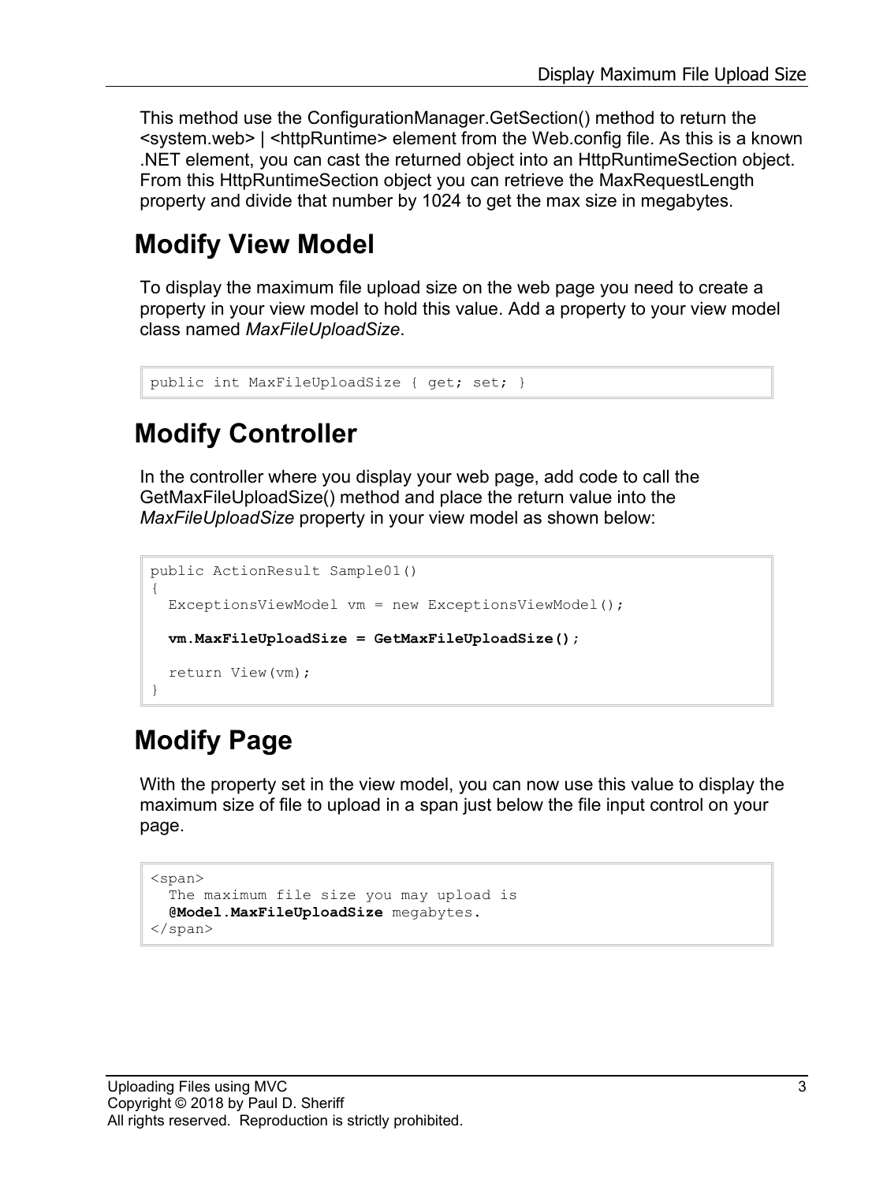This method use the ConfigurationManager.GetSection() method to return the <system.web> | <httpRuntime> element from the Web.config file. As this is a known .NET element, you can cast the returned object into an HttpRuntimeSection object. From this HttpRuntimeSection object you can retrieve the MaxRequestLength property and divide that number by 1024 to get the max size in megabytes.

## Modify View Model

To display the maximum file upload size on the web page you need to create a property in your view model to hold this value. Add a property to your view model class named *MaxFileUploadSize*.

```
public int MaxFileUploadSize { get; set; }
```

## Modify Controller

In the controller where you display your web page, add code to call the GetMaxFileUploadSize() method and place the return value into the *MaxFileUploadSize* property in your view model as shown below:

```
public ActionResult Sample01()
{
  ExceptionsViewModel vm = new ExceptionsViewModel();

  vm.MaxFileUploadSize = GetMaxFileUploadSize();

  return View(vm);
}
```

## Modify Page

With the property set in the view model, you can now use this value to display the maximum size of file to upload in a span just below the file input control on your page.

```
<span>
  The maximum file size you may upload is
  @Model.MaxFileUploadSize megabytes.
</span>
```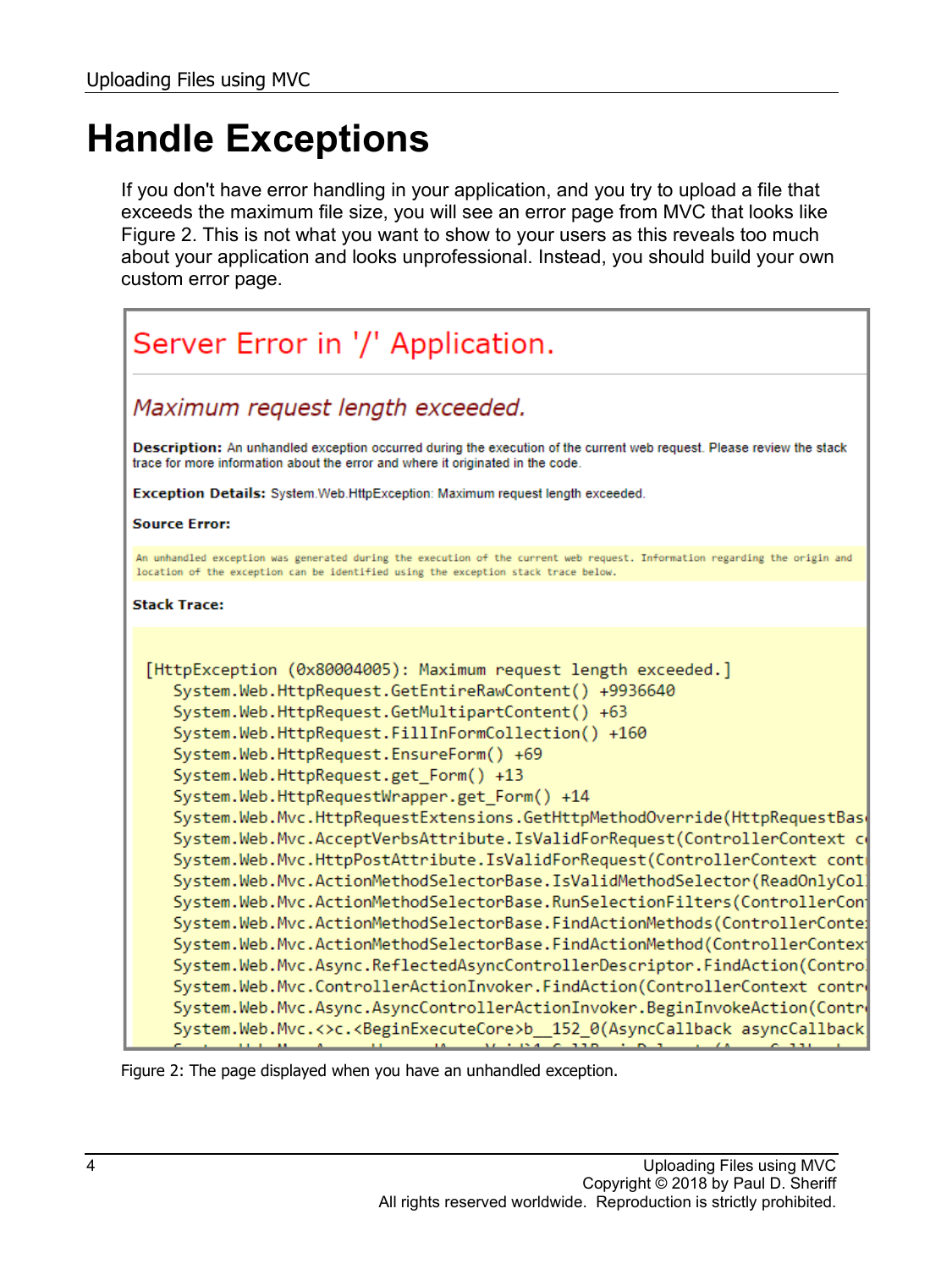# Handle Exceptions

If you don't have error handling in your application, and you try to upload a file that exceeds the maximum file size, you will see an error page from MVC that looks like Figure 2. This is not what you want to show to your users as this reveals too much about your application and looks unprofessional. Instead, you should build your own custom error page.

## Server Error in '/' Application.

*Maximum request length exceeded.*

**Description:** An unhandled exception occurred during the execution of the current web request. Please review the stack trace for more information about the error and where it originated in the code.

**Exception Details:** System.Web.HttpException: Maximum request length exceeded.

**Source Error:**

```
An unhandled exception was generated during the execution of the current web request. Information regarding the origin and
location of the exception can be identified using the exception stack trace below.
```

**Stack Trace:**

```
[HttpException (0x80004005): Maximum request length exceeded.]
   System.Web.HttpRequest.GetEntireRawContent() +9936640
   System.Web.HttpRequest.GetMultipartContent() +63
   System.Web.HttpRequest.FillInFormCollection() +160
   System.Web.HttpRequest.EnsureForm() +69
   System.Web.HttpRequest.get_Form() +13
   System.Web.HttpRequestWrapper.get_Form() +14
   System.Web.Mvc.HttpRequestExtensions.GetHttpMethodOverride(HttpRequestBas
   System.Web.Mvc.AcceptVerbsAttribute.IsValidForRequest(ControllerContext c
   System.Web.Mvc.HttpPostAttribute.IsValidForRequest(ControllerContext cont
   System.Web.Mvc.ActionMethodSelectorBase.IsValidMethodSelector(ReadOnlyCol
   System.Web.Mvc.ActionMethodSelectorBase.RunSelectionFilters(ControllerCon
   System.Web.Mvc.ActionMethodSelectorBase.FindActionMethods(ControllerConte
   System.Web.Mvc.ActionMethodSelectorBase.FindActionMethod(ControllerContex
   System.Web.Mvc.Async.ReflectedAsyncControllerDescriptor.FindAction(Contro
   System.Web.Mvc.ControllerActionInvoker.FindAction(ControllerContext contr
   System.Web.Mvc.Async.AsyncControllerActionInvoker.BeginInvokeAction(Contr
   System.Web.Mvc.<>c.<BeginExecuteCore>b__152_0(AsyncCallback asyncCallback
```

Figure 2: The page displayed when you have an unhandled exception.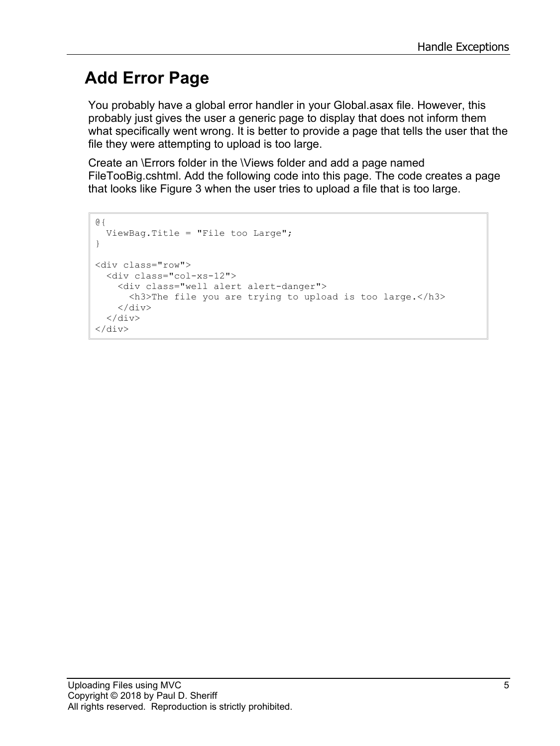## Add Error Page

You probably have a global error handler in your Global.asax file. However, this probably just gives the user a generic page to display that does not inform them what specifically went wrong. It is better to provide a page that tells the user that the file they were attempting to upload is too large.

Create an \Errors folder in the \Views folder and add a page named FileTooBig.cshtml. Add the following code into this page. The code creates a page that looks like Figure 3 when the user tries to upload a file that is too large.

```
@{
  ViewBag.Title = "File too Large";
}

<div class="row">
  <div class="col-xs-12">
    <div class="well alert alert-danger">
      <h3>The file you are trying to upload is too large.</h3>
    </div>
  </div>
</div>
```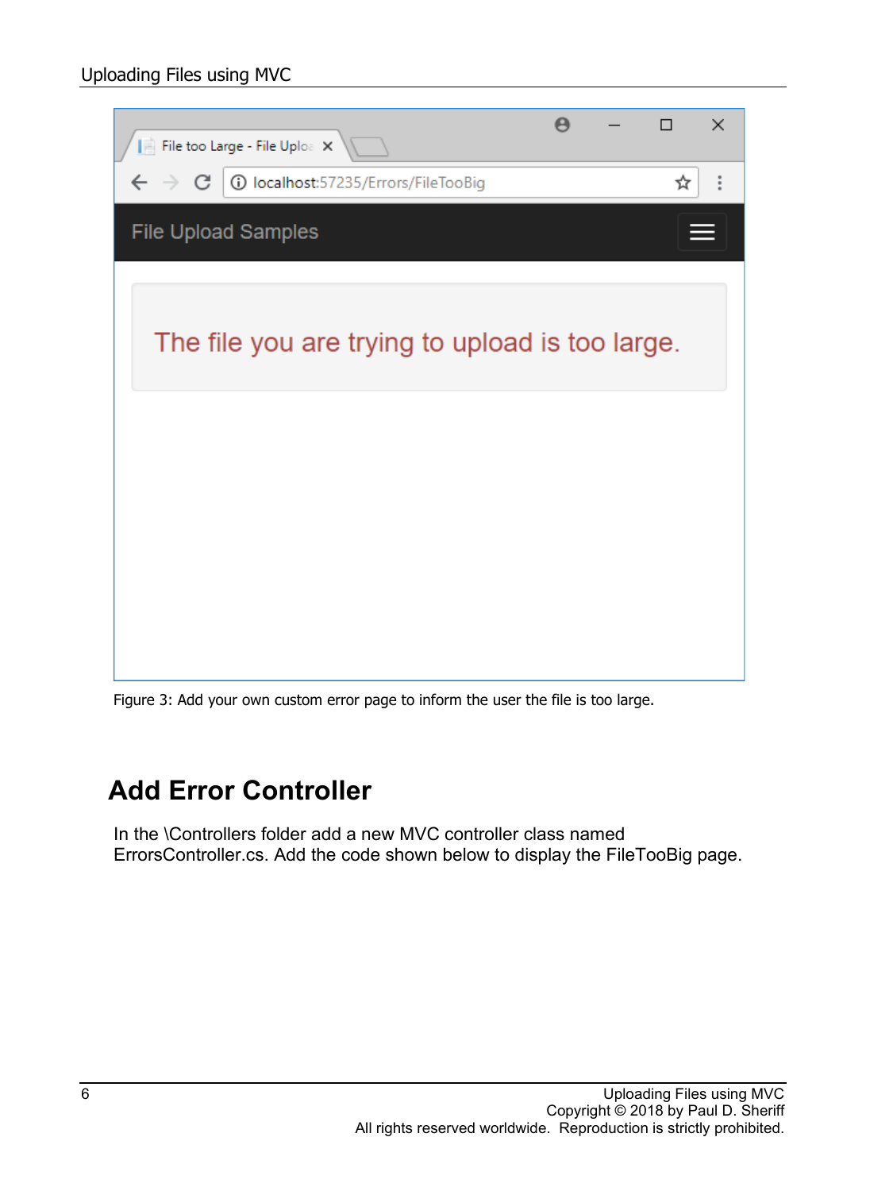Figure 3: Add your own custom error page to inform the user the file is too large.

## Add Error Controller

In the \Controllers folder add a new MVC controller class named ErrorsController.cs. Add the code shown below to display the FileTooBig page.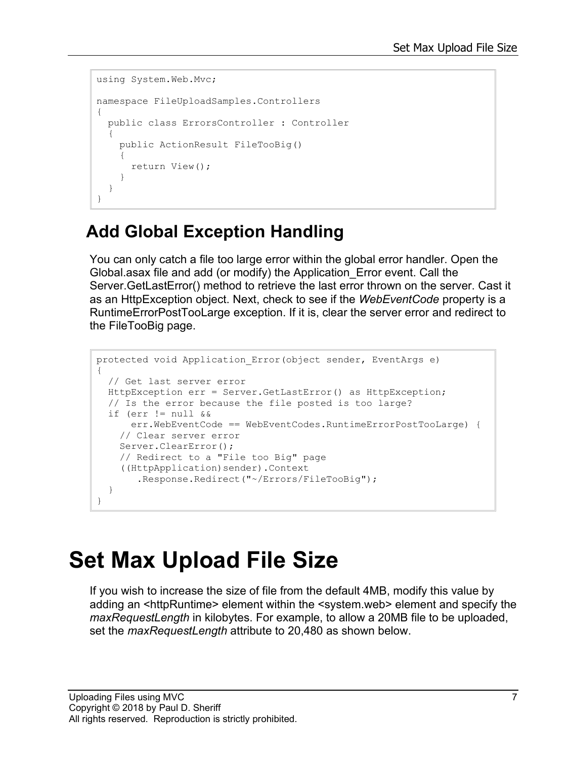```
using System.Web.Mvc;

namespace FileUploadSamples.Controllers
{
  public class ErrorsController : Controller
  {
    public ActionResult FileTooBig()
    {
      return View();
    }
  }
}
```

## Add Global Exception Handling

You can only catch a file too large error within the global error handler. Open the Global.asax file and add (or modify) the Application_Error event. Call the Server.GetLastError() method to retrieve the last error thrown on the server. Cast it as an HttpException object. Next, check to see if the *WebEventCode* property is a RuntimeErrorPostTooLarge exception. If it is, clear the server error and redirect to the FileTooBig page.

```
protected void Application_Error(object sender, EventArgs e)
{
  // Get last server error
  HttpException err = Server.GetLastError() as HttpException;
  // Is the error because the file posted is too large?
  if (err != null &&
      err.WebEventCode == WebEventCodes.RuntimeErrorPostTooLarge) {
    // Clear server error
    Server.ClearError();
    // Redirect to a "File too Big" page
    ((HttpApplication)sender).Context
       .Response.Redirect("~/Errors/FileTooBig");
  }
}
```

# Set Max Upload File Size

If you wish to increase the size of file from the default 4MB, modify this value by adding an <httpRuntime> element within the <system.web> element and specify the *maxRequestLength* in kilobytes. For example, to allow a 20MB file to be uploaded, set the *maxRequestLength* attribute to 20,480 as shown below.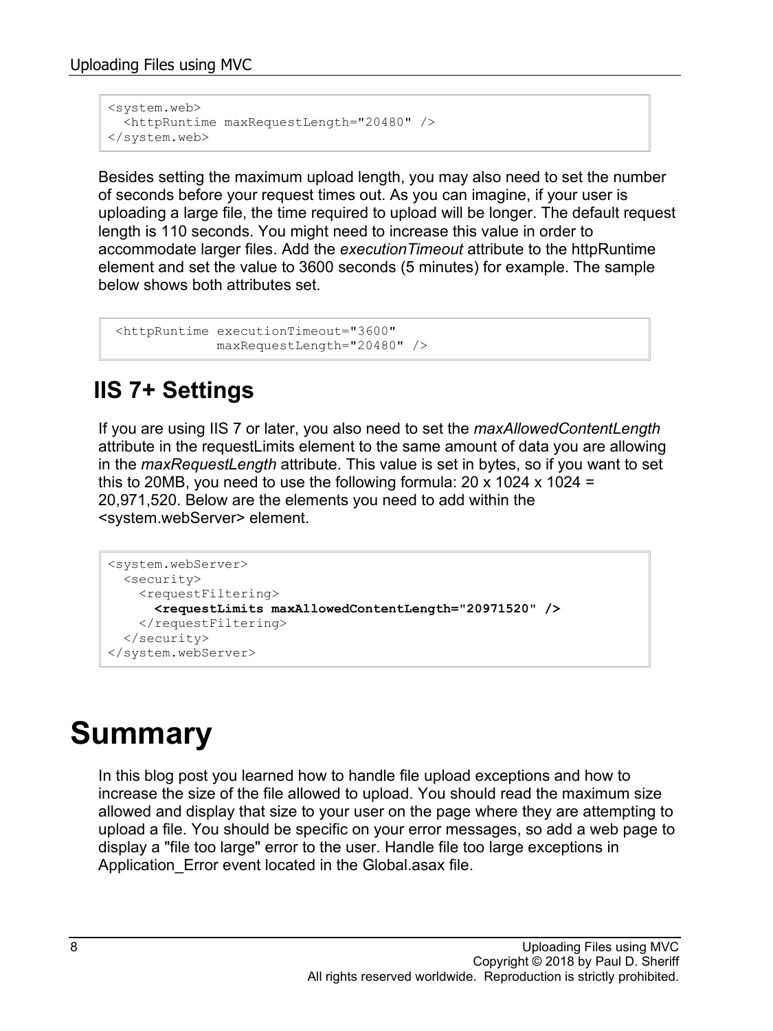```
<system.web>
  <httpRuntime maxRequestLength="20480" />
</system.web>
```

Besides setting the maximum upload length, you may also need to set the number of seconds before your request times out. As you can imagine, if your user is uploading a large file, the time required to upload will be longer. The default request length is 110 seconds. You might need to increase this value in order to accommodate larger files. Add the *executionTimeout* attribute to the httpRuntime element and set the value to 3600 seconds (5 minutes) for example. The sample below shows both attributes set.

```
 <httpRuntime executionTimeout="3600"
             maxRequestLength="20480" />
```

## IIS 7+ Settings

If you are using IIS 7 or later, you also need to set the *maxAllowedContentLength* attribute in the requestLimits element to the same amount of data you are allowing in the *maxRequestLength* attribute. This value is set in bytes, so if you want to set this to 20MB, you need to use the following formula: 20 x 1024 x 1024 = 20,971,520. Below are the elements you need to add within the <system.webServer> element.

```
<system.webServer>
  <security>
    <requestFiltering>
      <requestLimits maxAllowedContentLength="20971520" />
    </requestFiltering>
  </security>
</system.webServer>
```

# Summary

In this blog post you learned how to handle file upload exceptions and how to increase the size of the file allowed to upload. You should read the maximum size allowed and display that size to your user on the page where they are attempting to upload a file. You should be specific on your error messages, so add a web page to display a "file too large" error to the user. Handle file too large exceptions in Application_Error event located in the Global.asax file.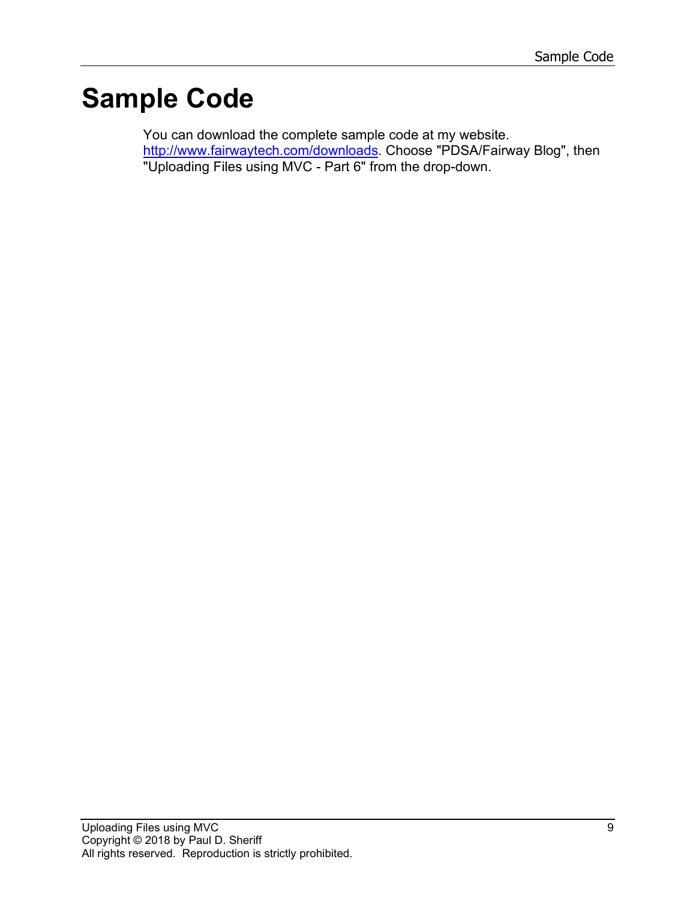# Sample Code

You can download the complete sample code at my website. [http://www.fairwaytech.com/downloads](http://www.fairwaytech.com/downloads). Choose "PDSA/Fairway Blog", then "Uploading Files using MVC - Part 6" from the drop-down.